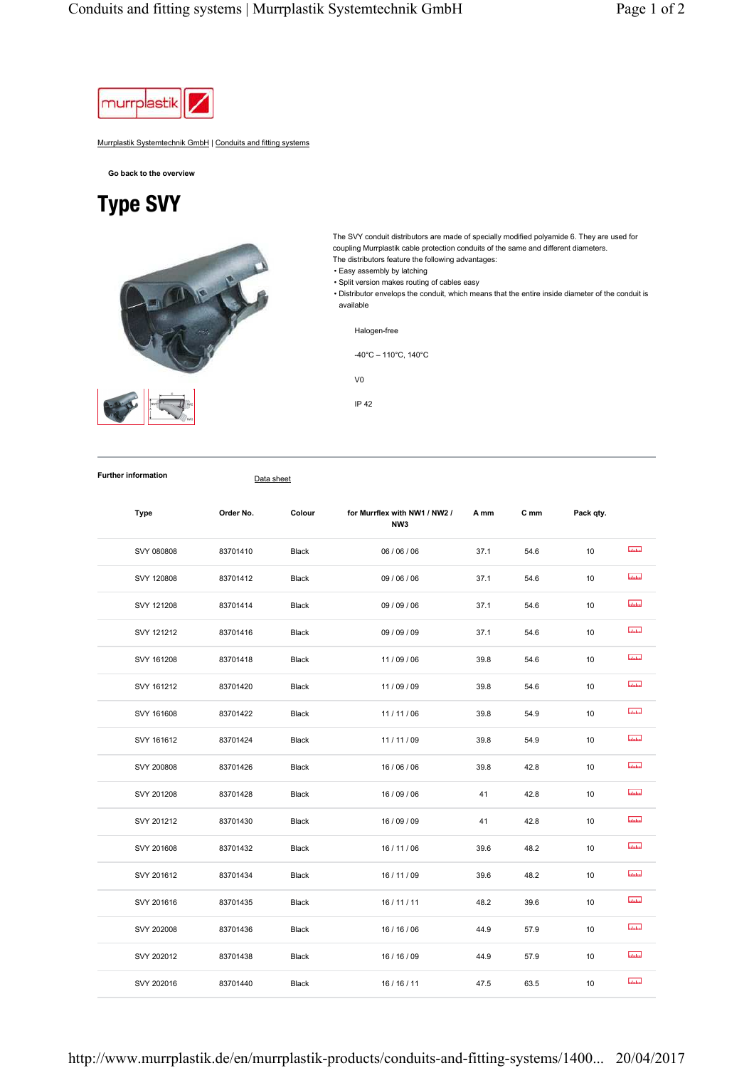Murrplastik Systemtechnik GmbH | Conduits and fitting systems

Go back to the overview

# Type SVY

The SVY conduit distributors are made of specially modified polyamide 6. They are used for coupling Murrplastik cable protection conduits of the same and different diameters.
The distributors feature the following advantages:
- Easy assembly by latching
- Split version makes routing of cables easy
- Distributor envelops the conduit, which means that the entire inside diameter of the conduit is available

Halogen-free

-40°C – 110°C, 140°C

V0

IP 42

**Further information** Data sheet

| Type | Order No. | Colour | for Murrflex with NW1 / NW2 / NW3 | A mm | C mm | Pack qty. |
|---|---|---|---|---|---|---|
| SVY 080808 | 83701410 | Black | 06 / 06 / 06 | 37.1 | 54.6 | 10 |
| SVY 120808 | 83701412 | Black | 09 / 06 / 06 | 37.1 | 54.6 | 10 |
| SVY 121208 | 83701414 | Black | 09 / 09 / 06 | 37.1 | 54.6 | 10 |
| SVY 121212 | 83701416 | Black | 09 / 09 / 09 | 37.1 | 54.6 | 10 |
| SVY 161208 | 83701418 | Black | 11 / 09 / 06 | 39.8 | 54.6 | 10 |
| SVY 161212 | 83701420 | Black | 11 / 09 / 09 | 39.8 | 54.6 | 10 |
| SVY 161608 | 83701422 | Black | 11 / 11 / 06 | 39.8 | 54.9 | 10 |
| SVY 161612 | 83701424 | Black | 11 / 11 / 09 | 39.8 | 54.9 | 10 |
| SVY 200808 | 83701426 | Black | 16 / 06 / 06 | 39.8 | 42.8 | 10 |
| SVY 201208 | 83701428 | Black | 16 / 09 / 06 | 41 | 42.8 | 10 |
| SVY 201212 | 83701430 | Black | 16 / 09 / 09 | 41 | 42.8 | 10 |
| SVY 201608 | 83701432 | Black | 16 / 11 / 06 | 39.6 | 48.2 | 10 |
| SVY 201612 | 83701434 | Black | 16 / 11 / 09 | 39.6 | 48.2 | 10 |
| SVY 201616 | 83701435 | Black | 16 / 11 / 11 | 48.2 | 39.6 | 10 |
| SVY 202008 | 83701436 | Black | 16 / 16 / 06 | 44.9 | 57.9 | 10 |
| SVY 202012 | 83701438 | Black | 16 / 16 / 09 | 44.9 | 57.9 | 10 |
| SVY 202016 | 83701440 | Black | 16 / 16 / 11 | 47.5 | 63.5 | 10 |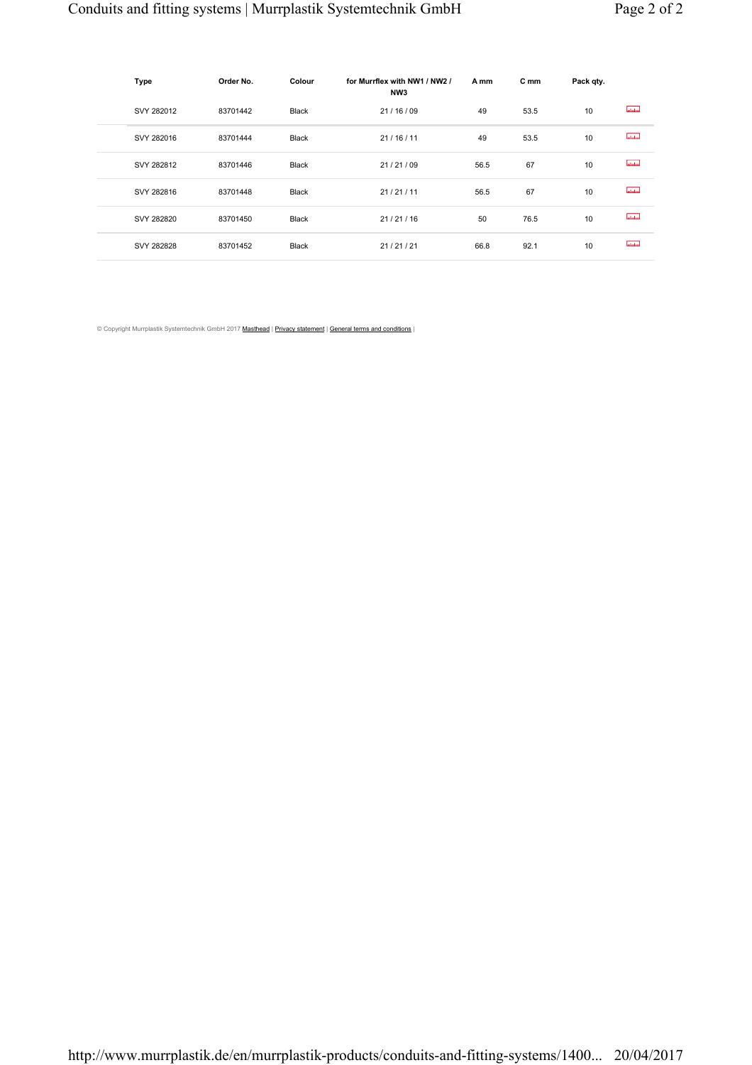| Type | Order No. | Colour | for Murrflex with NW1 / NW2 / NW3 | A mm | C mm | Pack qty. | |
|---|---|---|---|---|---|---|---|
| SVY 282012 | 83701442 | Black | 21 / 16 / 09 | 49 | 53.5 | 10 | |
| SVY 282016 | 83701444 | Black | 21 / 16 / 11 | 49 | 53.5 | 10 | |
| SVY 282812 | 83701446 | Black | 21 / 21 / 09 | 56.5 | 67 | 10 | |
| SVY 282816 | 83701448 | Black | 21 / 21 / 11 | 56.5 | 67 | 10 | |
| SVY 282820 | 83701450 | Black | 21 / 21 / 16 | 50 | 76.5 | 10 | |
| SVY 282828 | 83701452 | Black | 21 / 21 / 21 | 66.8 | 92.1 | 10 | |

© Copyright Murrplastik Systemtechnik GmbH 2017 Masthead | Privacy statement | General terms and conditions |